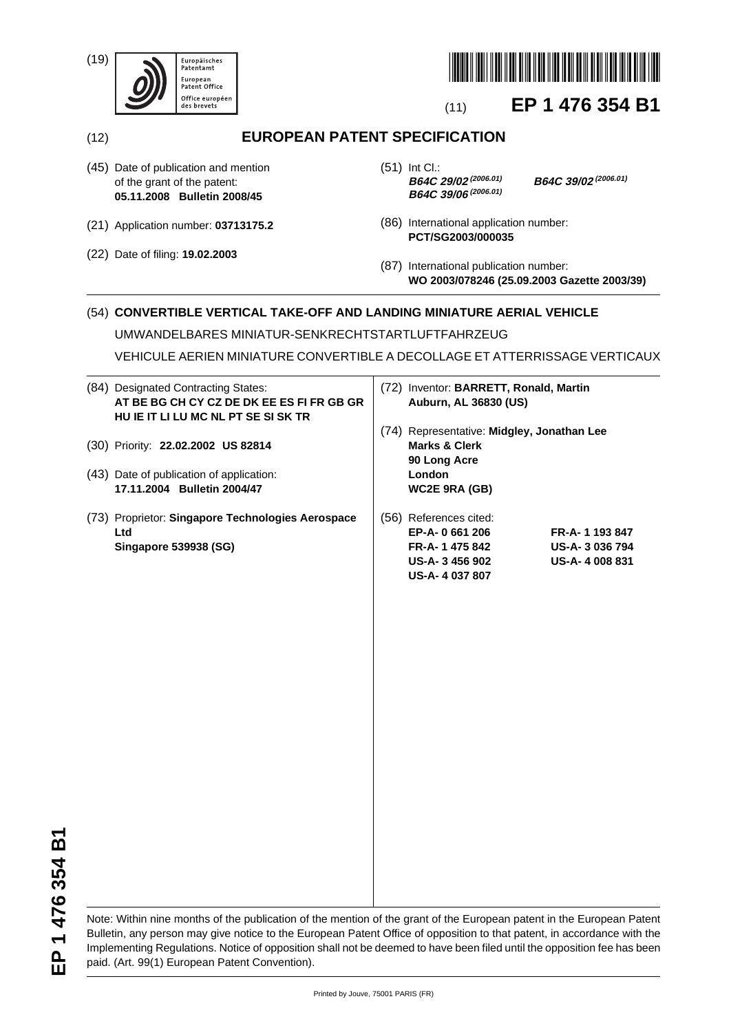(19) Europäisches Patentamt
European Patent Office
Office européen des brevets

(11) **EP 1 476 354 B1**

(12) **EUROPEAN PATENT SPECIFICATION**

(45) Date of publication and mention of the grant of the patent:
**05.11.2008 Bulletin 2008/45**

(21) Application number: **03713175.2**

(22) Date of filing: **19.02.2003**

(51) Int Cl.:
***B64C 29/02*** *(2006.01)* ***B64C 39/02*** *(2006.01)*
***B64C 39/06*** *(2006.01)*

(86) International application number:
**PCT/SG2003/000035**

(87) International publication number:
**WO 2003/078246 (25.09.2003 Gazette 2003/39)**

(54) **CONVERTIBLE VERTICAL TAKE-OFF AND LANDING MINIATURE AERIAL VEHICLE**

UMWANDELBARES MINIATUR-SENKRECHTSTARTLUFTFAHRZEUG

VEHICULE AERIEN MINIATURE CONVERTIBLE A DECOLLAGE ET ATTERRISSAGE VERTICAUX

(84) Designated Contracting States:
**AT BE BG CH CY CZ DE DK EE ES FI FR GB GR HU IE IT LI LU MC NL PT SE SI SK TR**

(30) Priority: **22.02.2002 US 82814**

(43) Date of publication of application:
**17.11.2004 Bulletin 2004/47**

(73) Proprietor: **Singapore Technologies Aerospace Ltd**
**Singapore 539938 (SG)**

(72) Inventor: **BARRETT, Ronald, Martin**
**Auburn, AL 36830 (US)**

(74) Representative: **Midgley, Jonathan Lee**
**Marks & Clerk**
**90 Long Acre**
**London**
**WC2E 9RA (GB)**

(56) References cited:

| | |
|---|---|
| **EP-A- 0 661 206** | **FR-A- 1 193 847** |
| **FR-A- 1 475 842** | **US-A- 3 036 794** |
| **US-A- 3 456 902** | **US-A- 4 008 831** |
| **US-A- 4 037 807** | |

Note: Within nine months of the publication of the mention of the grant of the European patent in the European Patent Bulletin, any person may give notice to the European Patent Office of opposition to that patent, in accordance with the Implementing Regulations. Notice of opposition shall not be deemed to have been filed until the opposition fee has been paid. (Art. 99(1) European Patent Convention).

Printed by Jouve, 75001 PARIS (FR)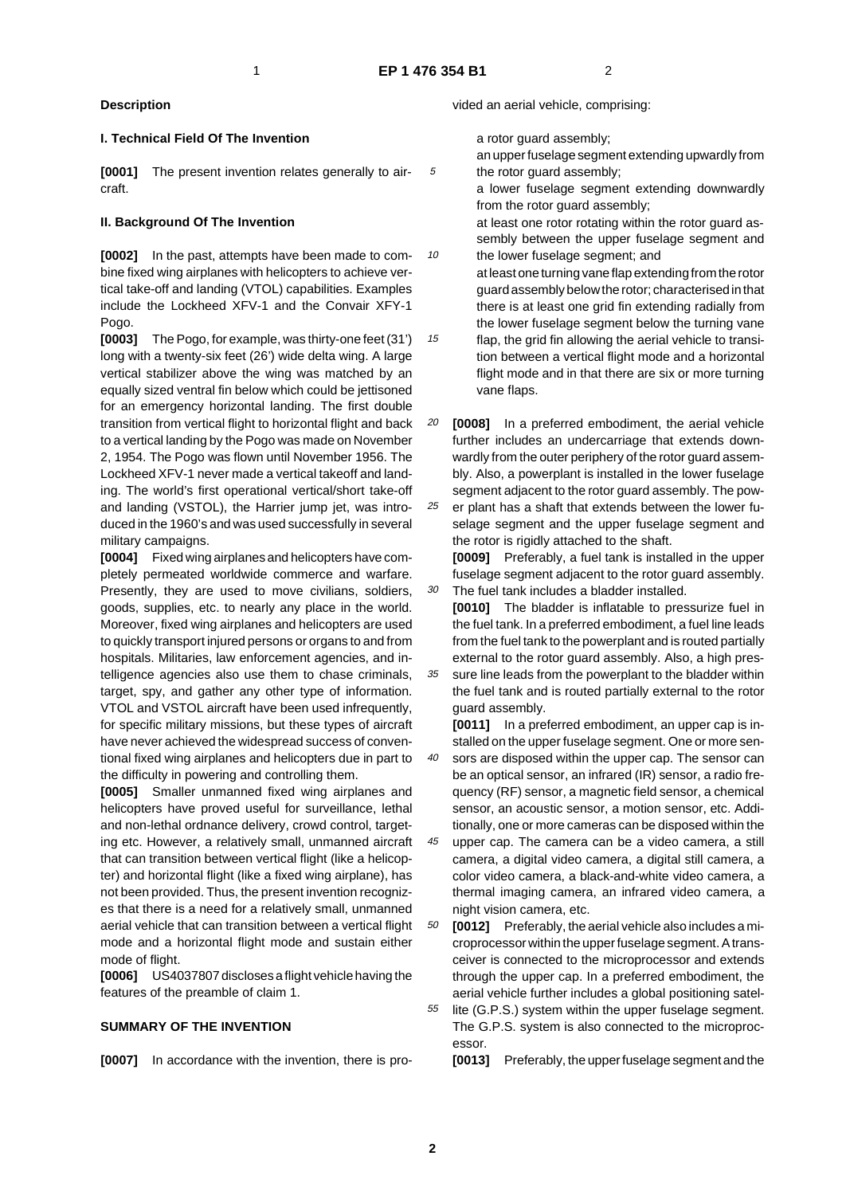## Description

### I. Technical Field Of The Invention

**[0001]** The present invention relates generally to aircraft.

### II. Background Of The Invention

**[0002]** In the past, attempts have been made to combine fixed wing airplanes with helicopters to achieve vertical take-off and landing (VTOL) capabilities. Examples include the Lockheed XFV-1 and the Convair XFY-1 Pogo.

**[0003]** The Pogo, for example, was thirty-one feet (31') long with a twenty-six feet (26') wide delta wing. A large vertical stabilizer above the wing was matched by an equally sized ventral fin below which could be jettisoned for an emergency horizontal landing. The first double transition from vertical flight to horizontal flight and back to a vertical landing by the Pogo was made on November 2, 1954. The Pogo was flown until November 1956. The Lockheed XFV-1 never made a vertical takeoff and landing. The world's first operational vertical/short take-off and landing (VSTOL), the Harrier jump jet, was introduced in the 1960's and was used successfully in several military campaigns.

**[0004]** Fixed wing airplanes and helicopters have completely permeated worldwide commerce and warfare. Presently, they are used to move civilians, soldiers, goods, supplies, etc. to nearly any place in the world. Moreover, fixed wing airplanes and helicopters are used to quickly transport injured persons or organs to and from hospitals. Militaries, law enforcement agencies, and intelligence agencies also use them to chase criminals, target, spy, and gather any other type of information. VTOL and VSTOL aircraft have been used infrequently, for specific military missions, but these types of aircraft have never achieved the widespread success of conventional fixed wing airplanes and helicopters due in part to the difficulty in powering and controlling them.

**[0005]** Smaller unmanned fixed wing airplanes and helicopters have proved useful for surveillance, lethal and non-lethal ordnance delivery, crowd control, targeting etc. However, a relatively small, unmanned aircraft that can transition between vertical flight (like a helicopter) and horizontal flight (like a fixed wing airplane), has not been provided. Thus, the present invention recognizes that there is a need for a relatively small, unmanned aerial vehicle that can transition between a vertical flight mode and a horizontal flight mode and sustain either mode of flight.

**[0006]** US4037807 discloses a flight vehicle having the features of the preamble of claim 1.

### SUMMARY OF THE INVENTION

**[0007]** In accordance with the invention, there is provided an aerial vehicle, comprising:

- a rotor guard assembly;
- an upper fuselage segment extending upwardly from the rotor guard assembly;
- a lower fuselage segment extending downwardly from the rotor guard assembly;
- at least one rotor rotating within the rotor guard assembly between the upper fuselage segment and the lower fuselage segment; and
- at least one turning vane flap extending from the rotor guard assembly below the rotor; characterised in that there is at least one grid fin extending radially from the lower fuselage segment below the turning vane flap, the grid fin allowing the aerial vehicle to transition between a vertical flight mode and a horizontal flight mode and in that there are six or more turning vane flaps.

**[0008]** In a preferred embodiment, the aerial vehicle further includes an undercarriage that extends downwardly from the outer periphery of the rotor guard assembly. Also, a powerplant is installed in the lower fuselage segment adjacent to the rotor guard assembly. The power plant has a shaft that extends between the lower fuselage segment and the upper fuselage segment and the rotor is rigidly attached to the shaft.

**[0009]** Preferably, a fuel tank is installed in the upper fuselage segment adjacent to the rotor guard assembly. The fuel tank includes a bladder installed.

**[0010]** The bladder is inflatable to pressurize fuel in the fuel tank. In a preferred embodiment, a fuel line leads from the fuel tank to the powerplant and is routed partially external to the rotor guard assembly. Also, a high pressure line leads from the powerplant to the bladder within the fuel tank and is routed partially external to the rotor guard assembly.

**[0011]** In a preferred embodiment, an upper cap is installed on the upper fuselage segment. One or more sensors are disposed within the upper cap. The sensor can be an optical sensor, an infrared (IR) sensor, a radio frequency (RF) sensor, a magnetic field sensor, a chemical sensor, an acoustic sensor, a motion sensor, etc. Additionally, one or more cameras can be disposed within the upper cap. The camera can be a video camera, a still camera, a digital video camera, a digital still camera, a color video camera, a black-and-white video camera, a thermal imaging camera, an infrared video camera, a night vision camera, etc.

**[0012]** Preferably, the aerial vehicle also includes a microprocessor within the upper fuselage segment. A transceiver is connected to the microprocessor and extends through the upper cap. In a preferred embodiment, the aerial vehicle further includes a global positioning satellite (G.P.S.) system within the upper fuselage segment. The G.P.S. system is also connected to the microprocessor.

**[0013]** Preferably, the upper fuselage segment and the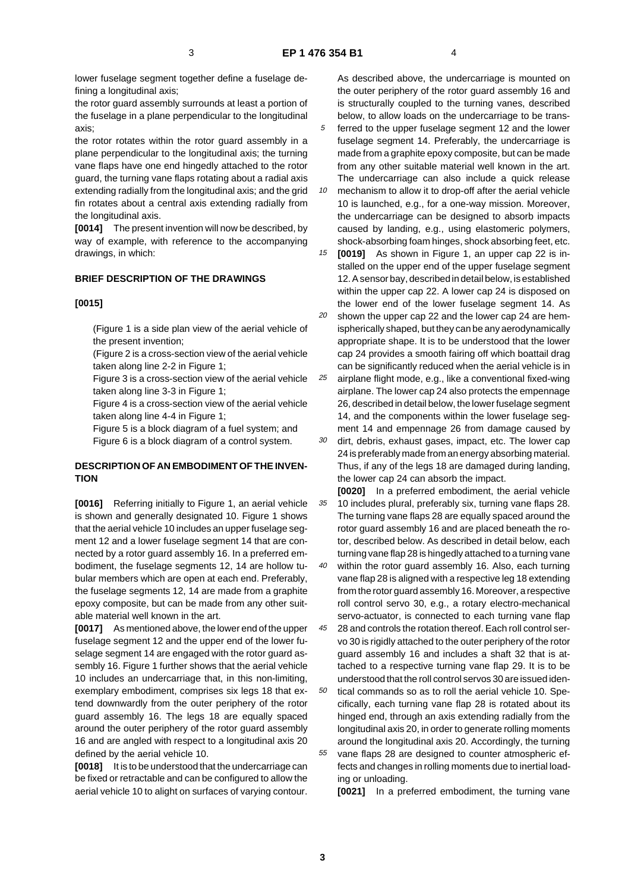lower fuselage segment together define a fuselage defining a longitudinal axis;

the rotor guard assembly surrounds at least a portion of the fuselage in a plane perpendicular to the longitudinal axis;

the rotor rotates within the rotor guard assembly in a plane perpendicular to the longitudinal axis; the turning vane flaps have one end hingedly attached to the rotor guard, the turning vane flaps rotating about a radial axis extending radially from the longitudinal axis; and the grid fin rotates about a central axis extending radially from the longitudinal axis.

**[0014]** The present invention will now be described, by way of example, with reference to the accompanying drawings, in which:

## BRIEF DESCRIPTION OF THE DRAWINGS

**[0015]**

(Figure 1 is a side plan view of the aerial vehicle of the present invention;

(Figure 2 is a cross-section view of the aerial vehicle taken along line 2-2 in Figure 1;

Figure 3 is a cross-section view of the aerial vehicle taken along line 3-3 in Figure 1;

Figure 4 is a cross-section view of the aerial vehicle taken along line 4-4 in Figure 1;

Figure 5 is a block diagram of a fuel system; and

Figure 6 is a block diagram of a control system.

## DESCRIPTION OF AN EMBODIMENT OF THE INVENTION

**[0016]** Referring initially to Figure 1, an aerial vehicle is shown and generally designated 10. Figure 1 shows that the aerial vehicle 10 includes an upper fuselage segment 12 and a lower fuselage segment 14 that are connected by a rotor guard assembly 16. In a preferred embodiment, the fuselage segments 12, 14 are hollow tubular members which are open at each end. Preferably, the fuselage segments 12, 14 are made from a graphite epoxy composite, but can be made from any other suitable material well known in the art.

**[0017]** As mentioned above, the lower end of the upper fuselage segment 12 and the upper end of the lower fuselage segment 14 are engaged with the rotor guard assembly 16. Figure 1 further shows that the aerial vehicle 10 includes an undercarriage that, in this non-limiting, exemplary embodiment, comprises six legs 18 that extend downwardly from the outer periphery of the rotor guard assembly 16. The legs 18 are equally spaced around the outer periphery of the rotor guard assembly 16 and are angled with respect to a longitudinal axis 20 defined by the aerial vehicle 10.

**[0018]** It is to be understood that the undercarriage can be fixed or retractable and can be configured to allow the aerial vehicle 10 to alight on surfaces of varying contour. As described above, the undercarriage is mounted on the outer periphery of the rotor guard assembly 16 and is structurally coupled to the turning vanes, described below, to allow loads on the undercarriage to be transferred to the upper fuselage segment 12 and the lower fuselage segment 14. Preferably, the undercarriage is made from a graphite epoxy composite, but can be made from any other suitable material well known in the art. The undercarriage can also include a quick release mechanism to allow it to drop-off after the aerial vehicle 10 is launched, e.g., for a one-way mission. Moreover, the undercarriage can be designed to absorb impacts caused by landing, e.g., using elastomeric polymers, shock-absorbing foam hinges, shock absorbing feet, etc.

**[0019]** As shown in Figure 1, an upper cap 22 is installed on the upper end of the upper fuselage segment 12. A sensor bay, described in detail below, is established within the upper cap 22. A lower cap 24 is disposed on the lower end of the lower fuselage segment 14. As shown the upper cap 22 and the lower cap 24 are hemispherically shaped, but they can be any aerodynamically appropriate shape. It is to be understood that the lower cap 24 provides a smooth fairing off which boattail drag can be significantly reduced when the aerial vehicle is in airplane flight mode, e.g., like a conventional fixed-wing airplane. The lower cap 24 also protects the empennage 26, described in detail below, the lower fuselage segment 14, and the components within the lower fuselage segment 14 and empennage 26 from damage caused by dirt, debris, exhaust gases, impact, etc. The lower cap 24 is preferably made from an energy absorbing material. Thus, if any of the legs 18 are damaged during landing, the lower cap 24 can absorb the impact.

**[0020]** In a preferred embodiment, the aerial vehicle 10 includes plural, preferably six, turning vane flaps 28. The turning vane flaps 28 are equally spaced around the rotor guard assembly 16 and are placed beneath the rotor, described below. As described in detail below, each turning vane flap 28 is hingedly attached to a turning vane within the rotor guard assembly 16. Also, each turning vane flap 28 is aligned with a respective leg 18 extending from the rotor guard assembly 16. Moreover, a respective roll control servo 30, e.g., a rotary electro-mechanical servo-actuator, is connected to each turning vane flap 28 and controls the rotation thereof. Each roll control servo 30 is rigidly attached to the outer periphery of the rotor guard assembly 16 and includes a shaft 32 that is attached to a respective turning vane flap 29. It is to be understood that the roll control servos 30 are issued identical commands so as to roll the aerial vehicle 10. Specifically, each turning vane flap 28 is rotated about its hinged end, through an axis extending radially from the longitudinal axis 20, in order to generate rolling moments around the longitudinal axis 20. Accordingly, the turning vane flaps 28 are designed to counter atmospheric effects and changes in rolling moments due to inertial loading or unloading.

**[0021]** In a preferred embodiment, the turning vane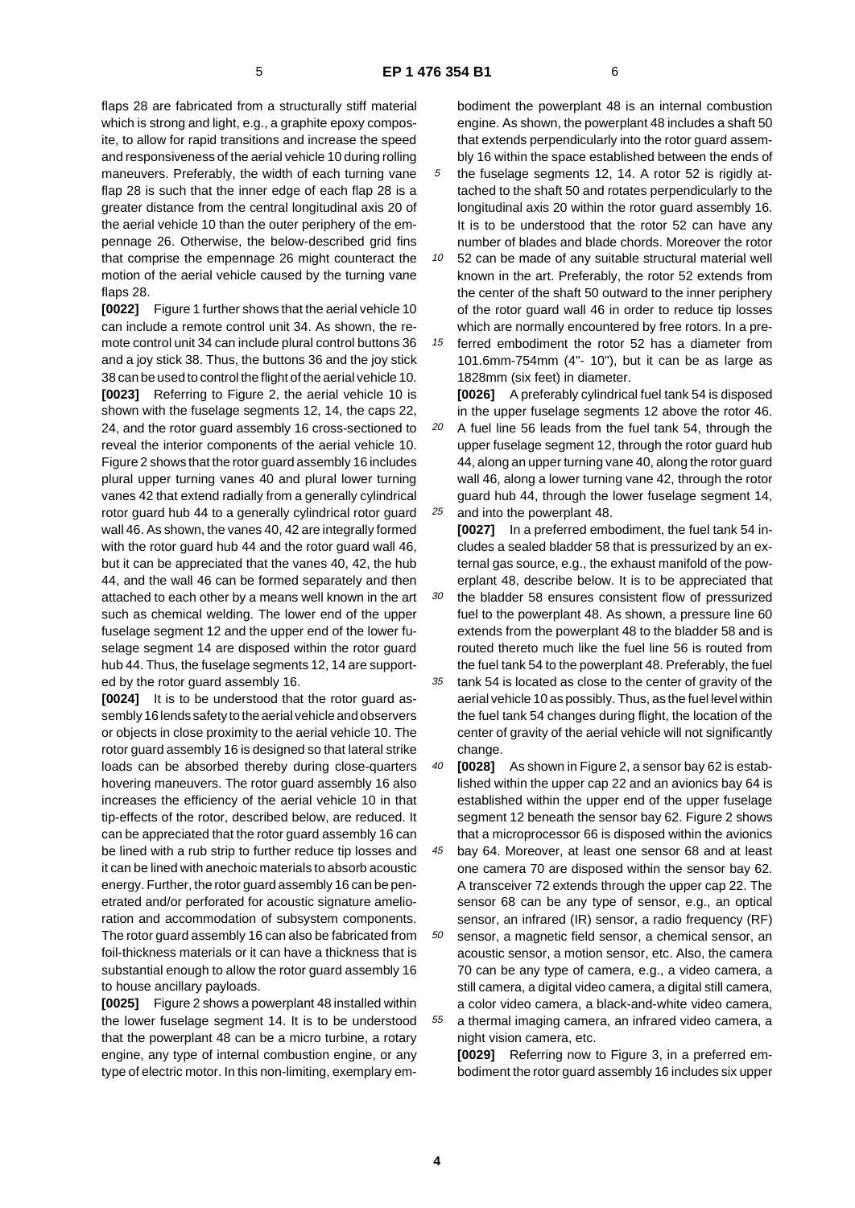flaps 28 are fabricated from a structurally stiff material which is strong and light, e.g., a graphite epoxy composite, to allow for rapid transitions and increase the speed and responsiveness of the aerial vehicle 10 during rolling maneuvers. Preferably, the width of each turning vane flap 28 is such that the inner edge of each flap 28 is a greater distance from the central longitudinal axis 20 of the aerial vehicle 10 than the outer periphery of the empennage 26. Otherwise, the below-described grid fins that comprise the empennage 26 might counteract the motion of the aerial vehicle caused by the turning vane flaps 28.

**[0022]** Figure 1 further shows that the aerial vehicle 10 can include a remote control unit 34. As shown, the remote control unit 34 can include plural control buttons 36 and a joy stick 38. Thus, the buttons 36 and the joy stick 38 can be used to control the flight of the aerial vehicle 10.

**[0023]** Referring to Figure 2, the aerial vehicle 10 is shown with the fuselage segments 12, 14, the caps 22, 24, and the rotor guard assembly 16 cross-sectioned to reveal the interior components of the aerial vehicle 10. Figure 2 shows that the rotor guard assembly 16 includes plural upper turning vanes 40 and plural lower turning vanes 42 that extend radially from a generally cylindrical rotor guard hub 44 to a generally cylindrical rotor guard wall 46. As shown, the vanes 40, 42 are integrally formed with the rotor guard hub 44 and the rotor guard wall 46, but it can be appreciated that the vanes 40, 42, the hub 44, and the wall 46 can be formed separately and then attached to each other by a means well known in the art such as chemical welding. The lower end of the upper fuselage segment 12 and the upper end of the lower fuselage segment 14 are disposed within the rotor guard hub 44. Thus, the fuselage segments 12, 14 are supported by the rotor guard assembly 16.

**[0024]** It is to be understood that the rotor guard assembly 16 lends safety to the aerial vehicle and observers or objects in close proximity to the aerial vehicle 10. The rotor guard assembly 16 is designed so that lateral strike loads can be absorbed thereby during close-quarters hovering maneuvers. The rotor guard assembly 16 also increases the efficiency of the aerial vehicle 10 in that tip-effects of the rotor, described below, are reduced. It can be appreciated that the rotor guard assembly 16 can be lined with a rub strip to further reduce tip losses and it can be lined with anechoic materials to absorb acoustic energy. Further, the rotor guard assembly 16 can be penetrated and/or perforated for acoustic signature amelioration and accommodation of subsystem components. The rotor guard assembly 16 can also be fabricated from foil-thickness materials or it can have a thickness that is substantial enough to allow the rotor guard assembly 16 to house ancillary payloads.

**[0025]** Figure 2 shows a powerplant 48 installed within the lower fuselage segment 14. It is to be understood that the powerplant 48 can be a micro turbine, a rotary engine, any type of internal combustion engine, or any type of electric motor. In this non-limiting, exemplary embodiment the powerplant 48 is an internal combustion engine. As shown, the powerplant 48 includes a shaft 50 that extends perpendicularly into the rotor guard assembly 16 within the space established between the ends of the fuselage segments 12, 14. A rotor 52 is rigidly attached to the shaft 50 and rotates perpendicularly to the longitudinal axis 20 within the rotor guard assembly 16. It is to be understood that the rotor 52 can have any number of blades and blade chords. Moreover the rotor 52 can be made of any suitable structural material well known in the art. Preferably, the rotor 52 extends from the center of the shaft 50 outward to the inner periphery of the rotor guard wall 46 in order to reduce tip losses which are normally encountered by free rotors. In a preferred embodiment the rotor 52 has a diameter from 101.6mm-754mm (4"- 10"), but it can be as large as 1828mm (six feet) in diameter.

**[0026]** A preferably cylindrical fuel tank 54 is disposed in the upper fuselage segments 12 above the rotor 46. A fuel line 56 leads from the fuel tank 54, through the upper fuselage segment 12, through the rotor guard hub 44, along an upper turning vane 40, along the rotor guard wall 46, along a lower turning vane 42, through the rotor guard hub 44, through the lower fuselage segment 14, and into the powerplant 48.

**[0027]** In a preferred embodiment, the fuel tank 54 includes a sealed bladder 58 that is pressurized by an external gas source, e.g., the exhaust manifold of the powerplant 48, describe below. It is to be appreciated that the bladder 58 ensures consistent flow of pressurized fuel to the powerplant 48. As shown, a pressure line 60 extends from the powerplant 48 to the bladder 58 and is routed thereto much like the fuel line 56 is routed from the fuel tank 54 to the powerplant 48. Preferably, the fuel tank 54 is located as close to the center of gravity of the aerial vehicle 10 as possibly. Thus, as the fuel level within the fuel tank 54 changes during flight, the location of the center of gravity of the aerial vehicle will not significantly change.

**[0028]** As shown in Figure 2, a sensor bay 62 is established within the upper cap 22 and an avionics bay 64 is established within the upper end of the upper fuselage segment 12 beneath the sensor bay 62. Figure 2 shows that a microprocessor 66 is disposed within the avionics bay 64. Moreover, at least one sensor 68 and at least one camera 70 are disposed within the sensor bay 62. A transceiver 72 extends through the upper cap 22. The sensor 68 can be any type of sensor, e.g., an optical sensor, an infrared (IR) sensor, a radio frequency (RF) sensor, a magnetic field sensor, a chemical sensor, an acoustic sensor, a motion sensor, etc. Also, the camera 70 can be any type of camera, e.g., a video camera, a still camera, a digital video camera, a digital still camera, a color video camera, a black-and-white video camera, a thermal imaging camera, an infrared video camera, a night vision camera, etc.

**[0029]** Referring now to Figure 3, in a preferred embodiment the rotor guard assembly 16 includes six upper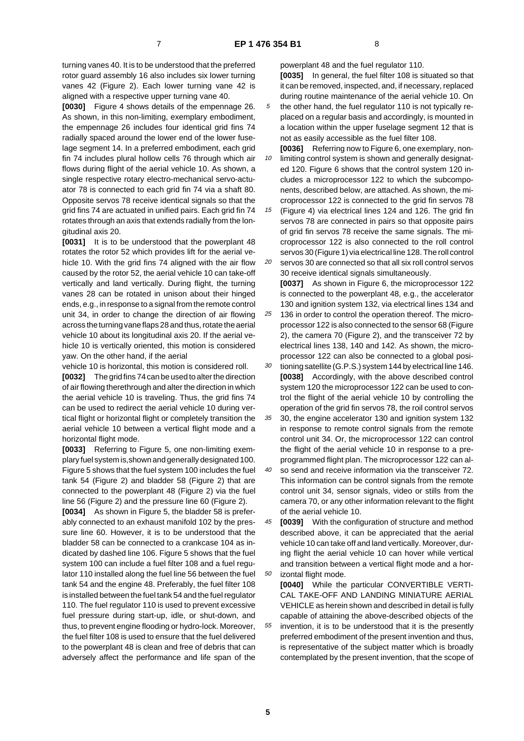turning vanes 40. It is to be understood that the preferred rotor guard assembly 16 also includes six lower turning vanes 42 (Figure 2). Each lower turning vane 42 is aligned with a respective upper turning vane 40.

**[0030]** Figure 4 shows details of the empennage 26. As shown, in this non-limiting, exemplary embodiment, the empennage 26 includes four identical grid fins 74 radially spaced around the lower end of the lower fuselage segment 14. In a preferred embodiment, each grid fin 74 includes plural hollow cells 76 through which air flows during flight of the aerial vehicle 10. As shown, a single respective rotary electro-mechanical servo-actuator 78 is connected to each grid fin 74 via a shaft 80. Opposite servos 78 receive identical signals so that the grid fins 74 are actuated in unified pairs. Each grid fin 74 rotates through an axis that extends radially from the longitudinal axis 20.

**[0031]** It is to be understood that the powerplant 48 rotates the rotor 52 which provides lift for the aerial vehicle 10. With the grid fins 74 aligned with the air flow caused by the rotor 52, the aerial vehicle 10 can take-off vertically and land vertically. During flight, the turning vanes 28 can be rotated in unison about their hinged ends, e.g., in response to a signal from the remote control unit 34, in order to change the direction of air flowing across the turning vane flaps 28 and thus, rotate the aerial vehicle 10 about its longitudinal axis 20. If the aerial vehicle 10 is vertically oriented, this motion is considered yaw. On the other hand, if the aerial vehicle 10 is horizontal, this motion is considered roll.

**[0032]** The grid fins 74 can be used to alter the direction of air flowing therethrough and alter the direction in which the aerial vehicle 10 is traveling. Thus, the grid fins 74 can be used to redirect the aerial vehicle 10 during vertical flight or horizontal flight or completely transition the aerial vehicle 10 between a vertical flight mode and a horizontal flight mode.

**[0033]** Referring to Figure 5, one non-limiting exemplary fuel system is, shown and generally designated 100. Figure 5 shows that the fuel system 100 includes the fuel tank 54 (Figure 2) and bladder 58 (Figure 2) that are connected to the powerplant 48 (Figure 2) via the fuel line 56 (Figure 2) and the pressure line 60 (Figure 2).

**[0034]** As shown in Figure 5, the bladder 58 is preferably connected to an exhaust manifold 102 by the pressure line 60. However, it is to be understood that the bladder 58 can be connected to a crankcase 104 as indicated by dashed line 106. Figure 5 shows that the fuel system 100 can include a fuel filter 108 and a fuel regulator 110 installed along the fuel line 56 between the fuel tank 54 and the engine 48. Preferably, the fuel filter 108 is installed between the fuel tank 54 and the fuel regulator 110. The fuel regulator 110 is used to prevent excessive fuel pressure during start-up, idle, or shut-down, and thus, to prevent engine flooding or hydro-lock. Moreover, the fuel filter 108 is used to ensure that the fuel delivered to the powerplant 48 is clean and free of debris that can adversely affect the performance and life span of the powerplant 48 and the fuel regulator 110.

**[0035]** In general, the fuel filter 108 is situated so that it can be removed, inspected, and, if necessary, replaced during routine maintenance of the aerial vehicle 10. On the other hand, the fuel regulator 110 is not typically replaced on a regular basis and accordingly, is mounted in a location within the upper fuselage segment 12 that is not as easily accessible as the fuel filter 108.

**[0036]** Referring now to Figure 6, one exemplary, non-limiting control system is shown and generally designated 120. Figure 6 shows that the control system 120 includes a microprocessor 122 to which the subcomponents, described below, are attached. As shown, the microprocessor 122 is connected to the grid fin servos 78 (Figure 4) via electrical lines 124 and 126. The grid fin servos 78 are connected in pairs so that opposite pairs of grid fin servos 78 receive the same signals. The microprocessor 122 is also connected to the roll control servos 30 (Figure 1) via electrical line 128. The roll control servos 30 are connected so that all six roll control servos 30 receive identical signals simultaneously.

**[0037]** As shown in Figure 6, the microprocessor 122 is connected to the powerplant 48, e.g., the accelerator 130 and ignition system 132, via electrical lines 134 and 136 in order to control the operation thereof. The microprocessor 122 is also connected to the sensor 68 (Figure 2), the camera 70 (Figure 2), and the transceiver 72 by electrical lines 138, 140 and 142. As shown, the microprocessor 122 can also be connected to a global positioning satellite (G.P.S.) system 144 by electrical line 146.

**[0038]** Accordingly, with the above described control system 120 the microprocessor 122 can be used to control the flight of the aerial vehicle 10 by controlling the operation of the grid fin servos 78, the roil control servos 30, the engine accelerator 130 and ignition system 132 in response to remote control signals from the remote control unit 34. Or, the microprocessor 122 can control the flight of the aerial vehicle 10 in response to a preprogrammed flight plan. The microprocessor 122 can also send and receive information via the transceiver 72. This information can be control signals from the remote control unit 34, sensor signals, video or stills from the camera 70, or any other information relevant to the flight of the aerial vehicle 10.

**[0039]** With the configuration of structure and method described above, it can be appreciated that the aerial vehicle 10 can take off and land vertically. Moreover, during flight the aerial vehicle 10 can hover while vertical and transition between a vertical flight mode and a horizontal flight mode.

**[0040]** While the particular CONVERTIBLE VERTICAL TAKE-OFF AND LANDING MINIATURE AERIAL VEHICLE as herein shown and described in detail is fully capable of attaining the above-described objects of the invention, it is to be understood that it is the presently preferred embodiment of the present invention and thus, is representative of the subject matter which is broadly contemplated by the present invention, that the scope of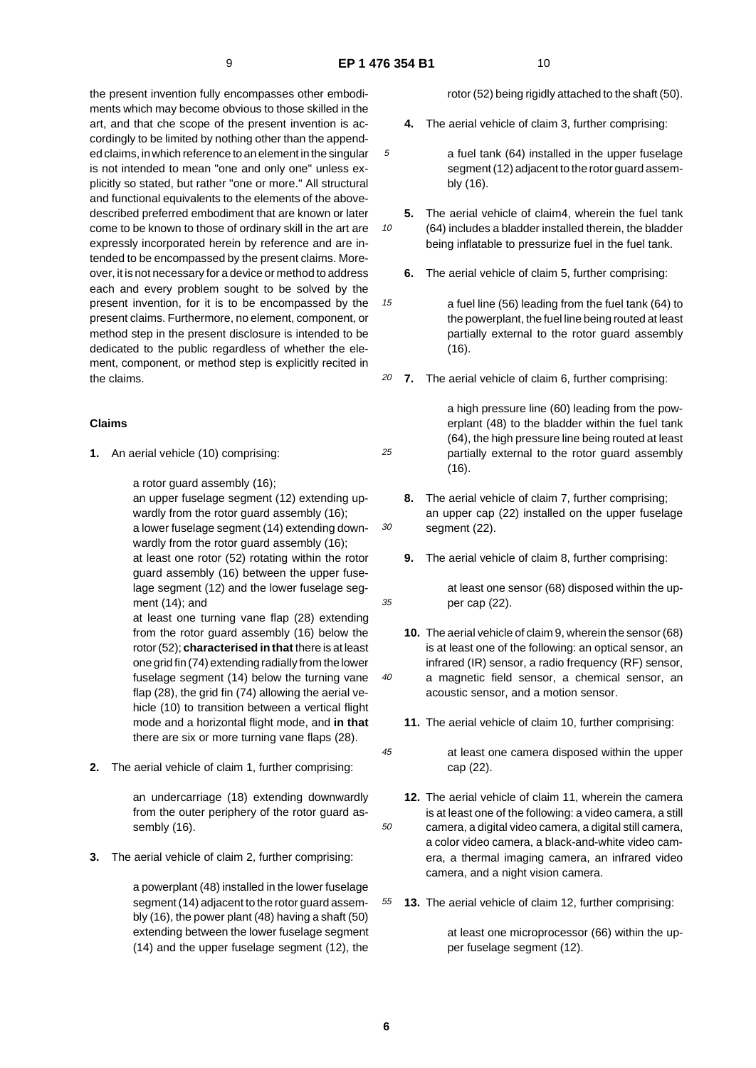the present invention fully encompasses other embodiments which may become obvious to those skilled in the art, and that che scope of the present invention is accordingly to be limited by nothing other than the appended claims, in which reference to an element in the singular is not intended to mean "one and only one" unless explicitly so stated, but rather "one or more." All structural and functional equivalents to the elements of the above-described preferred embodiment that are known or later come to be known to those of ordinary skill in the art are expressly incorporated herein by reference and are intended to be encompassed by the present claims. Moreover, it is not necessary for a device or method to address each and every problem sought to be solved by the present invention, for it is to be encompassed by the present claims. Furthermore, no element, component, or method step in the present disclosure is intended to be dedicated to the public regardless of whether the element, component, or method step is explicitly recited in the claims.

## Claims

**1.** An aerial vehicle (10) comprising:

a rotor guard assembly (16);
an upper fuselage segment (12) extending upwardly from the rotor guard assembly (16);
a lower fuselage segment (14) extending downwardly from the rotor guard assembly (16);
at least one rotor (52) rotating within the rotor guard assembly (16) between the upper fuselage segment (12) and the lower fuselage segment (14); and
at least one turning vane flap (28) extending from the rotor guard assembly (16) below the rotor (52); **characterised in that** there is at least one grid fin (74) extending radially from the lower fuselage segment (14) below the turning vane flap (28), the grid fin (74) allowing the aerial vehicle (10) to transition between a vertical flight mode and a horizontal flight mode, and **in that** there are six or more turning vane flaps (28).

**2.** The aerial vehicle of claim 1, further comprising:

an undercarriage (18) extending downwardly from the outer periphery of the rotor guard assembly (16).

**3.** The aerial vehicle of claim 2, further comprising:

a powerplant (48) installed in the lower fuselage segment (14) adjacent to the rotor guard assembly (16), the power plant (48) having a shaft (50) extending between the lower fuselage segment (14) and the upper fuselage segment (12), the rotor (52) being rigidly attached to the shaft (50).

**4.** The aerial vehicle of claim 3, further comprising:

a fuel tank (64) installed in the upper fuselage segment (12) adjacent to the rotor guard assembly (16).

**5.** The aerial vehicle of claim4, wherein the fuel tank (64) includes a bladder installed therein, the bladder being inflatable to pressurize fuel in the fuel tank.

**6.** The aerial vehicle of claim 5, further comprising:

a fuel line (56) leading from the fuel tank (64) to the powerplant, the fuel line being routed at least partially external to the rotor guard assembly (16).

**7.** The aerial vehicle of claim 6, further comprising:

a high pressure line (60) leading from the powerplant (48) to the bladder within the fuel tank (64), the high pressure line being routed at least partially external to the rotor guard assembly (16).

**8.** The aerial vehicle of claim 7, further comprising;
an upper cap (22) installed on the upper fuselage segment (22).

**9.** The aerial vehicle of claim 8, further comprising:

at least one sensor (68) disposed within the upper cap (22).

**10.** The aerial vehicle of claim 9, wherein the sensor (68) is at least one of the following: an optical sensor, an infrared (IR) sensor, a radio frequency (RF) sensor, a magnetic field sensor, a chemical sensor, an acoustic sensor, and a motion sensor.

**11.** The aerial vehicle of claim 10, further comprising:

at least one camera disposed within the upper cap (22).

**12.** The aerial vehicle of claim 11, wherein the camera is at least one of the following: a video camera, a still camera, a digital video camera, a digital still camera, a color video camera, a black-and-white video camera, a thermal imaging camera, an infrared video camera, and a night vision camera.

**13.** The aerial vehicle of claim 12, further comprising:

at least one microprocessor (66) within the upper fuselage segment (12).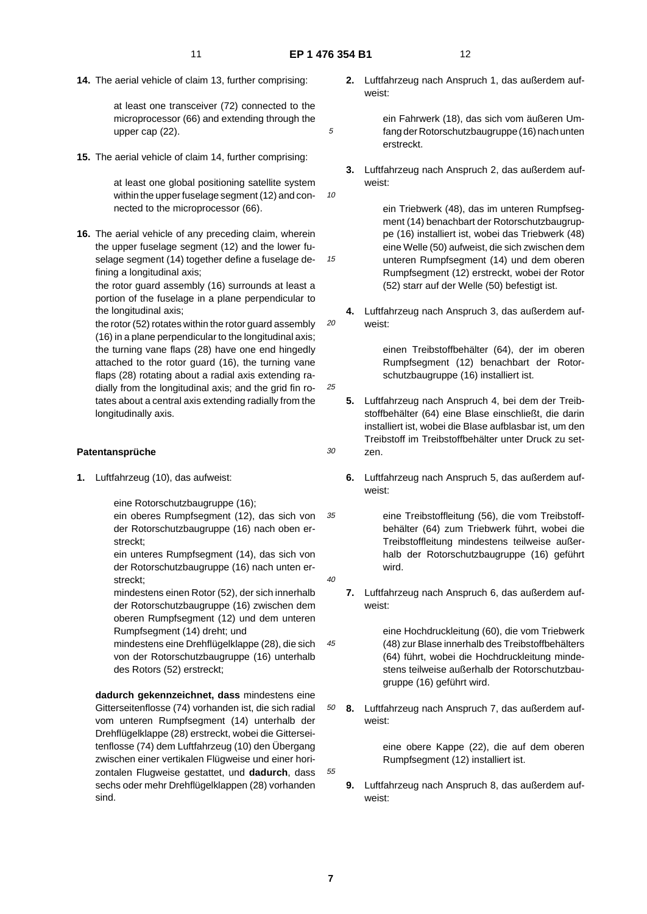**14.** The aerial vehicle of claim 13, further comprising:

at least one transceiver (72) connected to the microprocessor (66) and extending through the upper cap (22).

**15.** The aerial vehicle of claim 14, further comprising:

at least one global positioning satellite system within the upper fuselage segment (12) and connected to the microprocessor (66).

**16.** The aerial vehicle of any preceding claim, wherein the upper fuselage segment (12) and the lower fuselage segment (14) together define a fuselage defining a longitudinal axis;
the rotor guard assembly (16) surrounds at least a portion of the fuselage in a plane perpendicular to the longitudinal axis;
the rotor (52) rotates within the rotor guard assembly (16) in a plane perpendicular to the longitudinal axis; the turning vane flaps (28) have one end hingedly attached to the rotor guard (16), the turning vane flaps (28) rotating about a radial axis extending radially from the longitudinal axis; and the grid fin rotates about a central axis extending radially from the longitudinally axis.

## Patentansprüche

**1.** Luftfahrzeug (10), das aufweist:

eine Rotorschutzbaugruppe (16);
ein oberes Rumpfsegment (12), das sich von der Rotorschutzbaugruppe (16) nach oben erstreckt;
ein unteres Rumpfsegment (14), das sich von der Rotorschutzbaugruppe (16) nach unten erstreckt;
mindestens einen Rotor (52), der sich innerhalb der Rotorschutzbaugruppe (16) zwischen dem oberen Rumpfsegment (12) und dem unteren Rumpfsegment (14) dreht; und
mindestens eine Drehflügelklappe (28), die sich von der Rotorschutzbaugruppe (16) unterhalb des Rotors (52) erstreckt;

**dadurch gekennzeichnet, dass** mindestens eine Gitterseitenflosse (74) vorhanden ist, die sich radial vom unteren Rumpfsegment (14) unterhalb der Drehflügelklappe (28) erstreckt, wobei die Gitterseitenflosse (74) dem Luftfahrzeug (10) den Übergang zwischen einer vertikalen Flügweise und einer horizontalen Flugweise gestattet, und **dadurch**, dass sechs oder mehr Drehflügelklappen (28) vorhanden sind.

**2.** Luftfahrzeug nach Anspruch 1, das außerdem aufweist:

ein Fahrwerk (18), das sich vom äußeren Umfang der Rotorschutzbaugruppe (16) nach unten erstreckt.

**3.** Luftfahrzeug nach Anspruch 2, das außerdem aufweist:

ein Triebwerk (48), das im unteren Rumpfsegment (14) benachbart der Rotorschutzbaugruppe (16) installiert ist, wobei das Triebwerk (48) eine Welle (50) aufweist, die sich zwischen dem unteren Rumpfsegment (14) und dem oberen Rumpfsegment (12) erstreckt, wobei der Rotor (52) starr auf der Welle (50) befestigt ist.

**4.** Luftfahrzeug nach Anspruch 3, das außerdem aufweist:

einen Treibstoffbehälter (64), der im oberen Rumpfsegment (12) benachbart der Rotorschutzbaugruppe (16) installiert ist.

**5.** Luftfahrzeug nach Anspruch 4, bei dem der Treibstoffbehälter (64) eine Blase einschließt, die darin installiert ist, wobei die Blase aufblasbar ist, um den Treibstoff im Treibstoffbehälter unter Druck zu setzen.

**6.** Luftfahrzeug nach Anspruch 5, das außerdem aufweist:

eine Treibstoffleitung (56), die vom Treibstoffbehälter (64) zum Triebwerk führt, wobei die Treibstoffleitung mindestens teilweise außerhalb der Rotorschutzbaugruppe (16) geführt wird.

**7.** Luftfahrzeug nach Anspruch 6, das außerdem aufweist:

eine Hochdruckleitung (60), die vom Triebwerk (48) zur Blase innerhalb des Treibstoffbehälters (64) führt, wobei die Hochdruckleitung mindestens teilweise außerhalb der Rotorschutzbaugruppe (16) geführt wird.

**8.** Luftfahrzeug nach Anspruch 7, das außerdem aufweist:

eine obere Kappe (22), die auf dem oberen Rumpfsegment (12) installiert ist.

**9.** Luftfahrzeug nach Anspruch 8, das außerdem aufweist: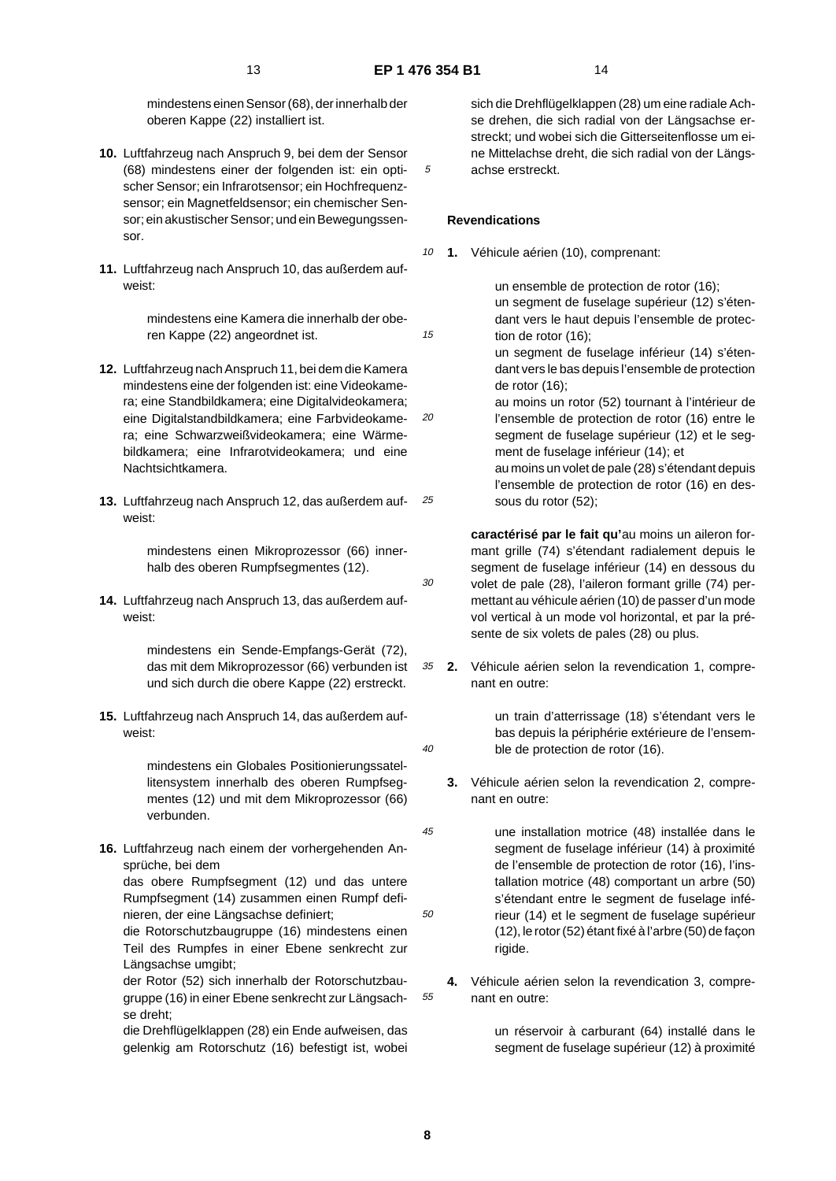mindestens einen Sensor (68), der innerhalb der oberen Kappe (22) installiert ist.

**10.** Luftfahrzeug nach Anspruch 9, bei dem der Sensor (68) mindestens einer der folgenden ist: ein optischer Sensor; ein Infrarotsensor; ein Hochfrequenzsensor; ein Magnetfeldsensor; ein chemischer Sensor; ein akustischer Sensor; und ein Bewegungssensor.

**11.** Luftfahrzeug nach Anspruch 10, das außerdem aufweist:

mindestens eine Kamera die innerhalb der oberen Kappe (22) angeordnet ist.

**12.** Luftfahrzeug nach Anspruch 11, bei dem die Kamera mindestens eine der folgenden ist: eine Videokamera; eine Standbildkamera; eine Digitalvideokamera; eine Digitalstandbildkamera; eine Farbvideokamera; eine Schwarzweißvideokamera; eine Wärmebildkamera; eine Infrarotvideokamera; und eine Nachtsichtkamera.

**13.** Luftfahrzeug nach Anspruch 12, das außerdem aufweist:

mindestens einen Mikroprozessor (66) innerhalb des oberen Rumpfsegmentes (12).

**14.** Luftfahrzeug nach Anspruch 13, das außerdem aufweist:

mindestens ein Sende-Empfangs-Gerät (72), das mit dem Mikroprozessor (66) verbunden ist und sich durch die obere Kappe (22) erstreckt.

**15.** Luftfahrzeug nach Anspruch 14, das außerdem aufweist:

mindestens ein Globales Positionierungssatellitensystem innerhalb des oberen Rumpfsegmentes (12) und mit dem Mikroprozessor (66) verbunden.

**16.** Luftfahrzeug nach einem der vorhergehenden Ansprüche, bei dem
das obere Rumpfsegment (12) und das untere Rumpfsegment (14) zusammen einen Rumpf definieren, der eine Längsachse definiert;
die Rotorschutzbaugruppe (16) mindestens einen Teil des Rumpfes in einer Ebene senkrecht zur Längsachse umgibt;
der Rotor (52) sich innerhalb der Rotorschutzbaugruppe (16) in einer Ebene senkrecht zur Längsachse dreht;
die Drehflügelklappen (28) ein Ende aufweisen, das gelenkig am Rotorschutz (16) befestigt ist, wobei sich die Drehflügelklappen (28) um eine radiale Achse drehen, die sich radial von der Längsachse erstreckt; und wobei sich die Gitterseitenflosse um eine Mittelachse dreht, die sich radial von der Längsachse erstreckt.

## Revendications

**1.** Véhicule aérien (10), comprenant:

un ensemble de protection de rotor (16);
un segment de fuselage supérieur (12) s'étendant vers le haut depuis l'ensemble de protection de rotor (16);
un segment de fuselage inférieur (14) s'étendant vers le bas depuis l'ensemble de protection de rotor (16);
au moins un rotor (52) tournant à l'intérieur de l'ensemble de protection de rotor (16) entre le segment de fuselage supérieur (12) et le segment de fuselage inférieur (14); et
au moins un volet de pale (28) s'étendant depuis l'ensemble de protection de rotor (16) en dessous du rotor (52);

**caractérisé par le fait qu'**au moins un aileron formant grille (74) s'étendant radialement depuis le segment de fuselage inférieur (14) en dessous du volet de pale (28), l'aileron formant grille (74) permettant au véhicule aérien (10) de passer d'un mode vol vertical à un mode vol horizontal, et par la présente de six volets de pales (28) ou plus.

**2.** Véhicule aérien selon la revendication 1, comprenant en outre:

un train d'atterrissage (18) s'étendant vers le bas depuis la périphérie extérieure de l'ensemble de protection de rotor (16).

**3.** Véhicule aérien selon la revendication 2, comprenant en outre:

une installation motrice (48) installée dans le segment de fuselage inférieur (14) à proximité de l'ensemble de protection de rotor (16), l'installation motrice (48) comportant un arbre (50) s'étendant entre le segment de fuselage inférieur (14) et le segment de fuselage supérieur (12), le rotor (52) étant fixé à l'arbre (50) de façon rigide.

**4.** Véhicule aérien selon la revendication 3, comprenant en outre:

un réservoir à carburant (64) installé dans le segment de fuselage supérieur (12) à proximité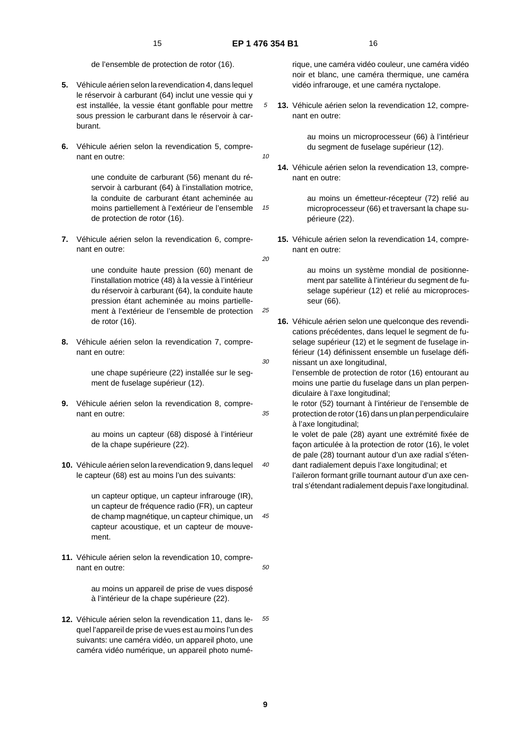de l'ensemble de protection de rotor (16).

**5.** Véhicule aérien selon la revendication 4, dans lequel le réservoir à carburant (64) inclut une vessie qui y est installée, la vessie étant gonflable pour mettre sous pression le carburant dans le réservoir à carburant.

**6.** Véhicule aérien selon la revendication 5, comprenant en outre:

> une conduite de carburant (56) menant du réservoir à carburant (64) à l'installation motrice, la conduite de carburant étant acheminée au moins partiellement à l'extérieur de l'ensemble de protection de rotor (16).

**7.** Véhicule aérien selon la revendication 6, comprenant en outre:

> une conduite haute pression (60) menant de l'installation motrice (48) à la vessie à l'intérieur du réservoir à carburant (64), la conduite haute pression étant acheminée au moins partiellement à l'extérieur de l'ensemble de protection de rotor (16).

**8.** Véhicule aérien selon la revendication 7, comprenant en outre:

> une chape supérieure (22) installée sur le segment de fuselage supérieur (12).

**9.** Véhicule aérien selon la revendication 8, comprenant en outre:

> au moins un capteur (68) disposé à l'intérieur de la chape supérieure (22).

**10.** Véhicule aérien selon la revendication 9, dans lequel le capteur (68) est au moins l'un des suivants:

> un capteur optique, un capteur infrarouge (IR), un capteur de fréquence radio (FR), un capteur de champ magnétique, un capteur chimique, un capteur acoustique, et un capteur de mouvement.

**11.** Véhicule aérien selon la revendication 10, comprenant en outre:

> au moins un appareil de prise de vues disposé à l'intérieur de la chape supérieure (22).

**12.** Véhicule aérien selon la revendication 11, dans lequel l'appareil de prise de vues est au moins l'un des suivants: une caméra vidéo, un appareil photo, une caméra vidéo numérique, un appareil photo numérique, une caméra vidéo couleur, une caméra vidéo noir et blanc, une caméra thermique, une caméra vidéo infrarouge, et une caméra nyctalope.

**13.** Véhicule aérien selon la revendication 12, comprenant en outre:

> au moins un microprocesseur (66) à l'intérieur du segment de fuselage supérieur (12).

**14.** Véhicule aérien selon la revendication 13, comprenant en outre:

> au moins un émetteur-récepteur (72) relié au microprocesseur (66) et traversant la chape supérieure (22).

**15.** Véhicule aérien selon la revendication 14, comprenant en outre:

> au moins un système mondial de positionnement par satellite à l'intérieur du segment de fuselage supérieur (12) et relié au microprocesseur (66).

**16.** Véhicule aérien selon une quelconque des revendications précédentes, dans lequel le segment de fuselage supérieur (12) et le segment de fuselage inférieur (14) définissent ensemble un fuselage définissant un axe longitudinal,
l'ensemble de protection de rotor (16) entourant au moins une partie du fuselage dans un plan perpendiculaire à l'axe longitudinal;
le rotor (52) tournant à l'intérieur de l'ensemble de protection de rotor (16) dans un plan perpendiculaire à l'axe longitudinal;
le volet de pale (28) ayant une extrémité fixée de façon articulée à la protection de rotor (16), le volet de pale (28) tournant autour d'un axe radial s'étendant radialement depuis l'axe longitudinal; et
l'aileron formant grille tournant autour d'un axe central s'étendant radialement depuis l'axe longitudinal.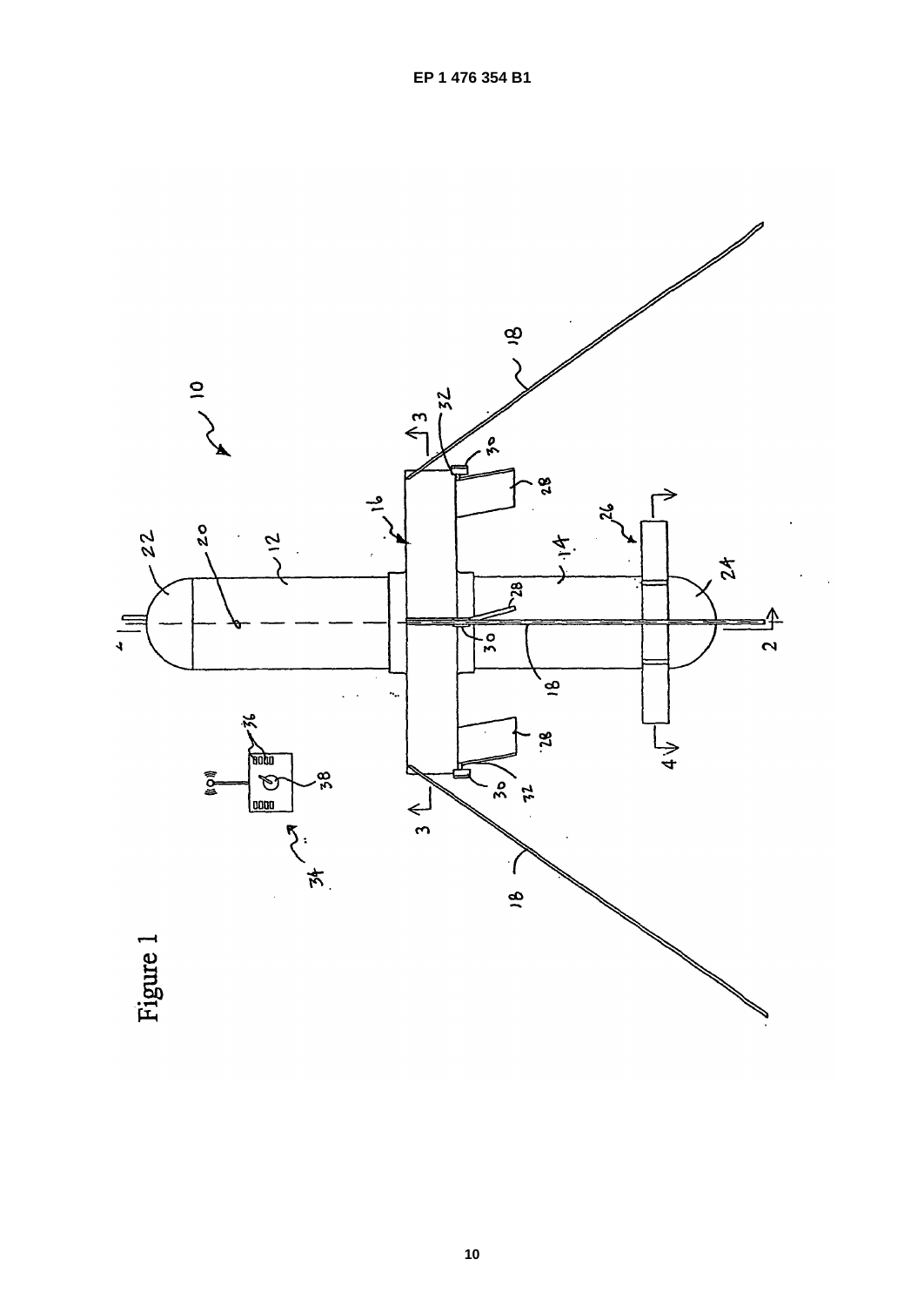Figure 1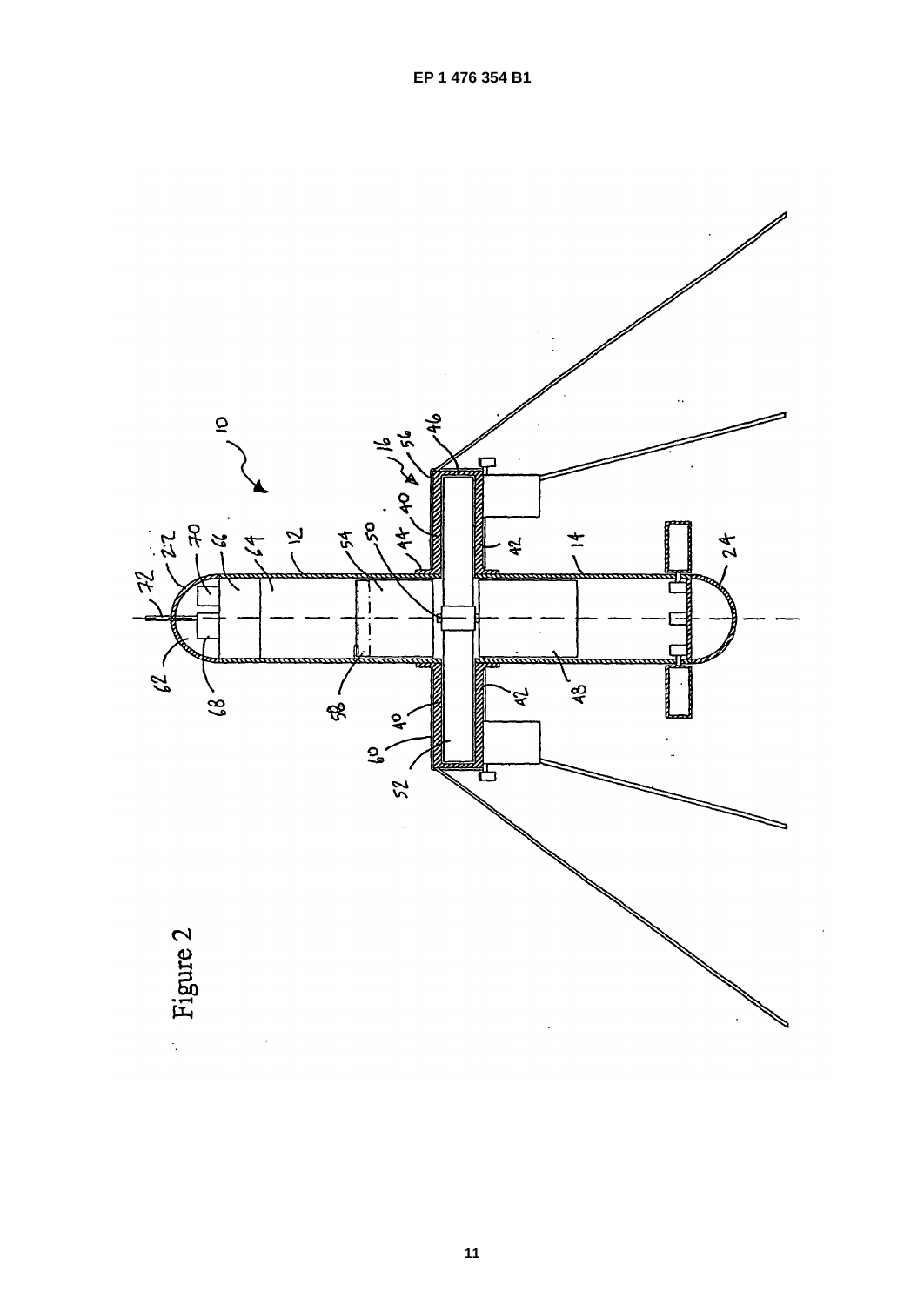Figure 2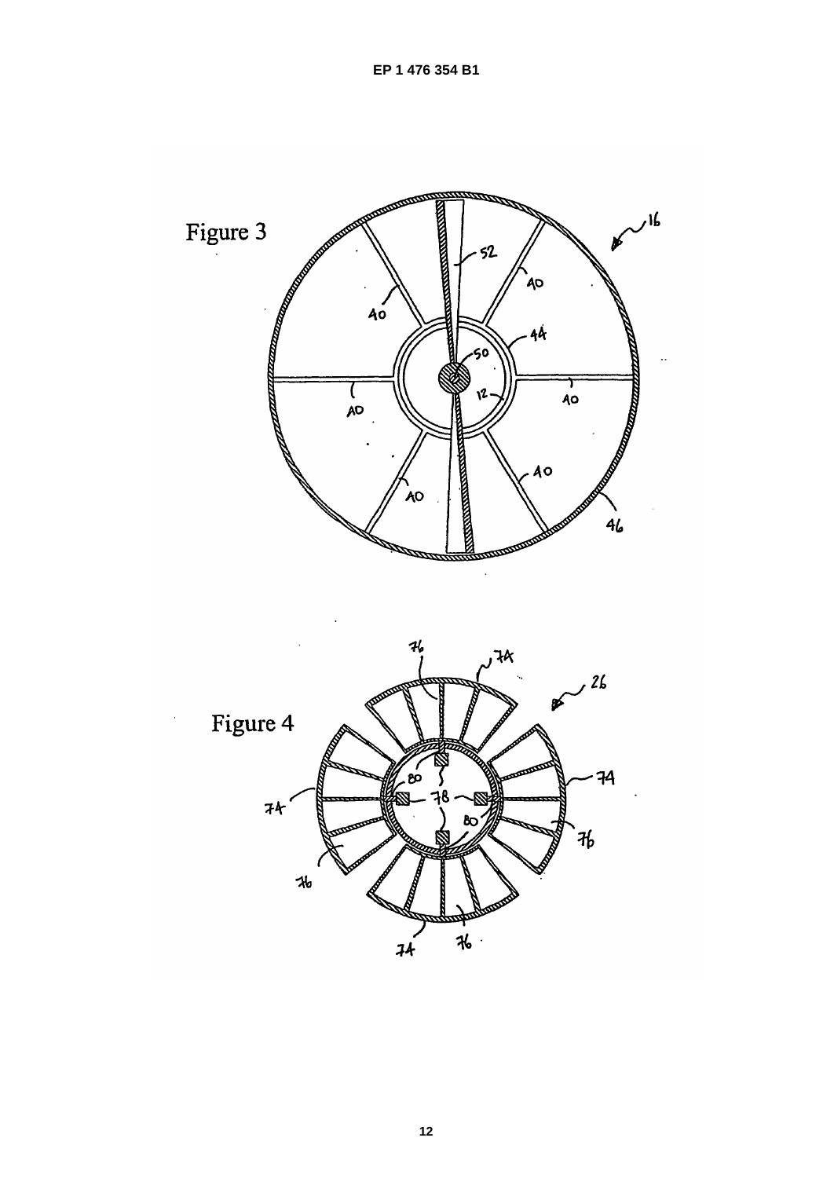Figure 3

Figure 4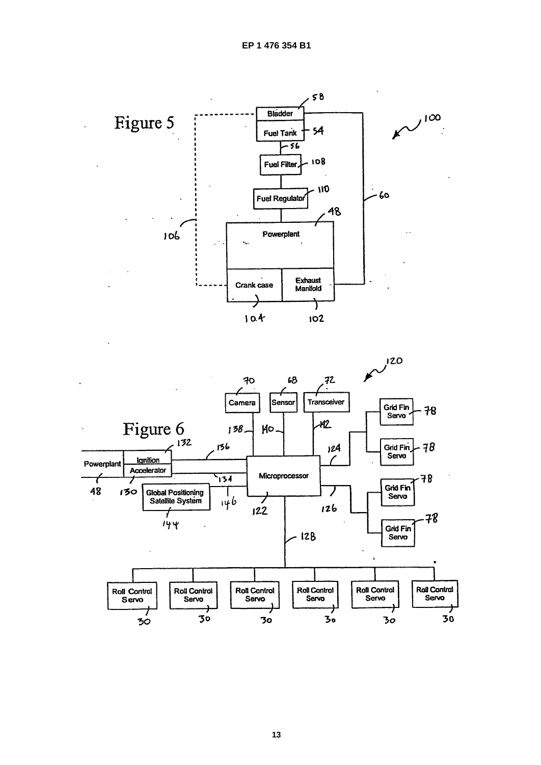Figure 5

Bladder 58

Fuel Tank 54

56

Fuel Filter 108

Fuel Regulator 110

60

100

Powerplant 48

106

Crank case 104

Exhaust Manifold 102

Figure 6

120

Camera 70

Sensor 68

Transceiver 72

138 140 142

Grid Fin Servo 78

Grid Fin Servo 78

Grid Fin Servo 78

Grid Fin Servo 78

124

Powerplant 48

Ignition 132

Accelerator 130

136

134

Microprocessor 122

Global Positioning Satellite System 144

146

126

128

Roll Control Servo 30

Roll Control Servo 30

Roll Control Servo 30

Roll Control Servo 30

Roll Control Servo 30

Roll Control Servo 30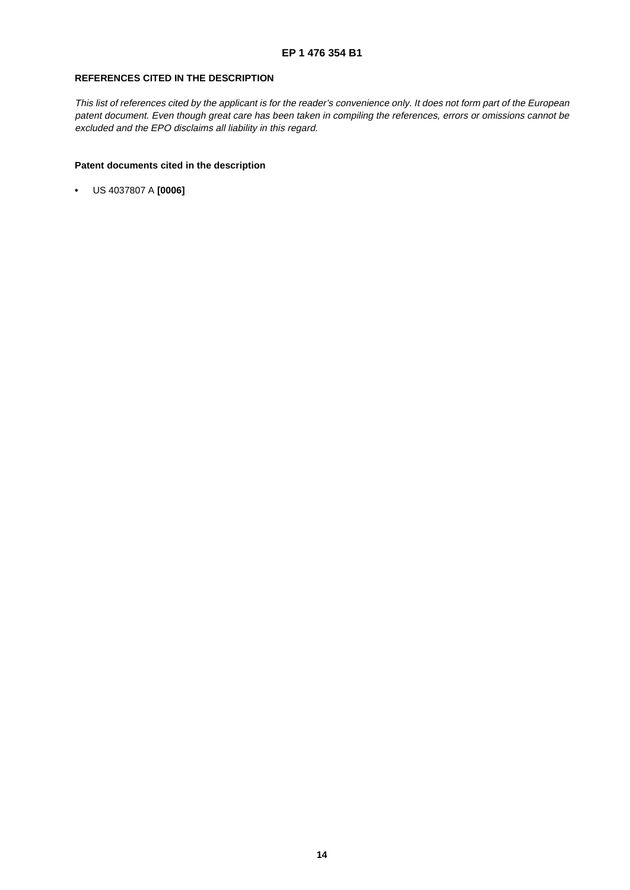## REFERENCES CITED IN THE DESCRIPTION

*This list of references cited by the applicant is for the reader's convenience only. It does not form part of the European patent document. Even though great care has been taken in compiling the references, errors or omissions cannot be excluded and the EPO disclaims all liability in this regard.*

### Patent documents cited in the description

- US 4037807 A **[0006]**